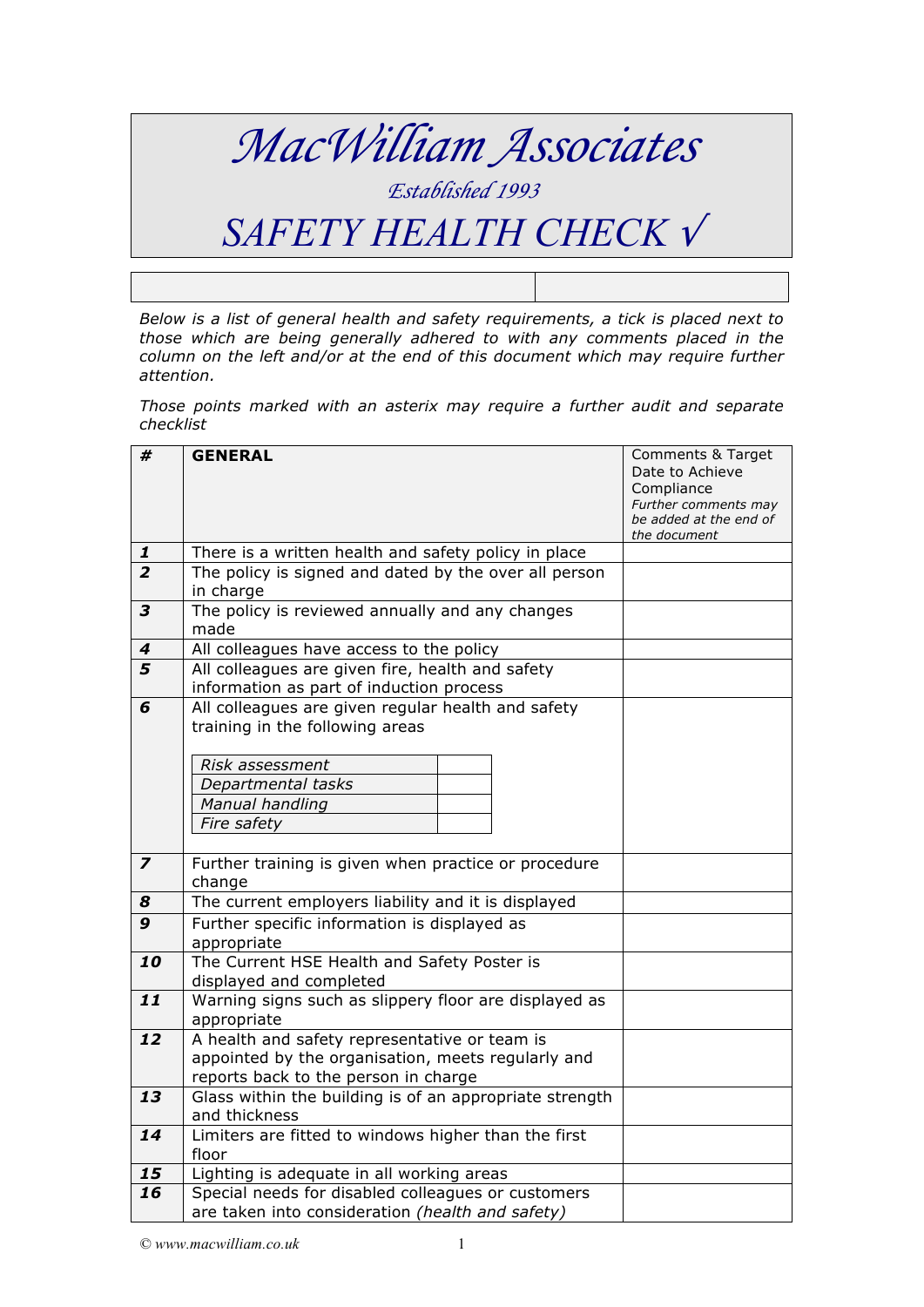# MacWilliam Associates

*Established 1993*

# SAFETY HEALTH CHECK √

| | |
|---|---|
| | |

*Below is a list of general health and safety requirements, a tick is placed next to those which are being generally adhered to with any comments placed in the column on the left and/or at the end of this document which may require further attention.*

*Those points marked with an asterix may require a further audit and separate checklist*

| # | GENERAL | Comments & Target Date to Achieve Compliance *Further comments may be added at the end of the document* |
|---|---|---|
| ***1*** | There is a written health and safety policy in place | |
| ***2*** | The policy is signed and dated by the over all person in charge | |
| ***3*** | The policy is reviewed annually and any changes made | |
| ***4*** | All colleagues have access to the policy | |
| ***5*** | All colleagues are given fire, health and safety information as part of induction process | |
| ***6*** | All colleagues are given regular health and safety training in the following areas<br>*Risk assessment* \|<br>*Departmental tasks* \|<br>*Manual handling* \|<br>*Fire safety* \| | |
| ***7*** | Further training is given when practice or procedure change | |
| ***8*** | The current employers liability and it is displayed | |
| ***9*** | Further specific information is displayed as appropriate | |
| ***10*** | The Current HSE Health and Safety Poster is displayed and completed | |
| ***11*** | Warning signs such as slippery floor are displayed as appropriate | |
| ***12*** | A health and safety representative or team is appointed by the organisation, meets regularly and reports back to the person in charge | |
| ***13*** | Glass within the building is of an appropriate strength and thickness | |
| ***14*** | Limiters are fitted to windows higher than the first floor | |
| ***15*** | Lighting is adequate in all working areas | |
| ***16*** | Special needs for disabled colleagues or customers are taken into consideration *(health and safety)* | |

© *www.macwilliam.co.uk*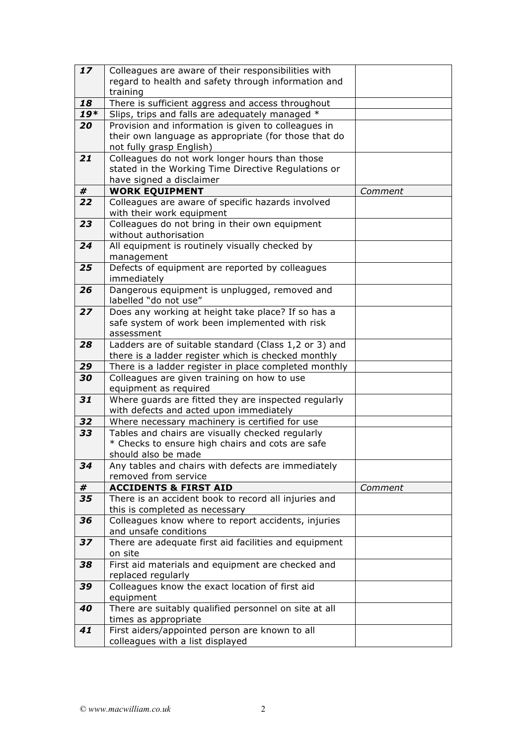| | | |
|---|---|---|
| **17** | Colleagues are aware of their responsibilities with regard to health and safety through information and training | |
| **18** | There is sufficient aggress and access throughout | |
| **19*** | Slips, trips and falls are adequately managed * | |
| **20** | Provision and information is given to colleagues in their own language as appropriate (for those that do not fully grasp English) | |
| **21** | Colleagues do not work longer hours than those stated in the Working Time Directive Regulations or have signed a disclaimer | |
| **#** | **WORK EQUIPMENT** | *Comment* |
| **22** | Colleagues are aware of specific hazards involved with their work equipment | |
| **23** | Colleagues do not bring in their own equipment without authorisation | |
| **24** | All equipment is routinely visually checked by management | |
| **25** | Defects of equipment are reported by colleagues immediately | |
| **26** | Dangerous equipment is unplugged, removed and labelled "do not use" | |
| **27** | Does any working at height take place? If so has a safe system of work been implemented with risk assessment | |
| **28** | Ladders are of suitable standard (Class 1,2 or 3) and there is a ladder register which is checked monthly | |
| **29** | There is a ladder register in place completed monthly | |
| **30** | Colleagues are given training on how to use equipment as required | |
| **31** | Where guards are fitted they are inspected regularly with defects and acted upon immediately | |
| **32** | Where necessary machinery is certified for use | |
| **33** | Tables and chairs are visually checked regularly<br>* Checks to ensure high chairs and cots are safe should also be made | |
| **34** | Any tables and chairs with defects are immediately removed from service | |
| **#** | **ACCIDENTS & FIRST AID** | *Comment* |
| **35** | There is an accident book to record all injuries and this is completed as necessary | |
| **36** | Colleagues know where to report accidents, injuries and unsafe conditions | |
| **37** | There are adequate first aid facilities and equipment on site | |
| **38** | First aid materials and equipment are checked and replaced regularly | |
| **39** | Colleagues know the exact location of first aid equipment | |
| **40** | There are suitably qualified personnel on site at all times as appropriate | |
| **41** | First aiders/appointed person are known to all colleagues with a list displayed | |

*© www.macwilliam.co.uk*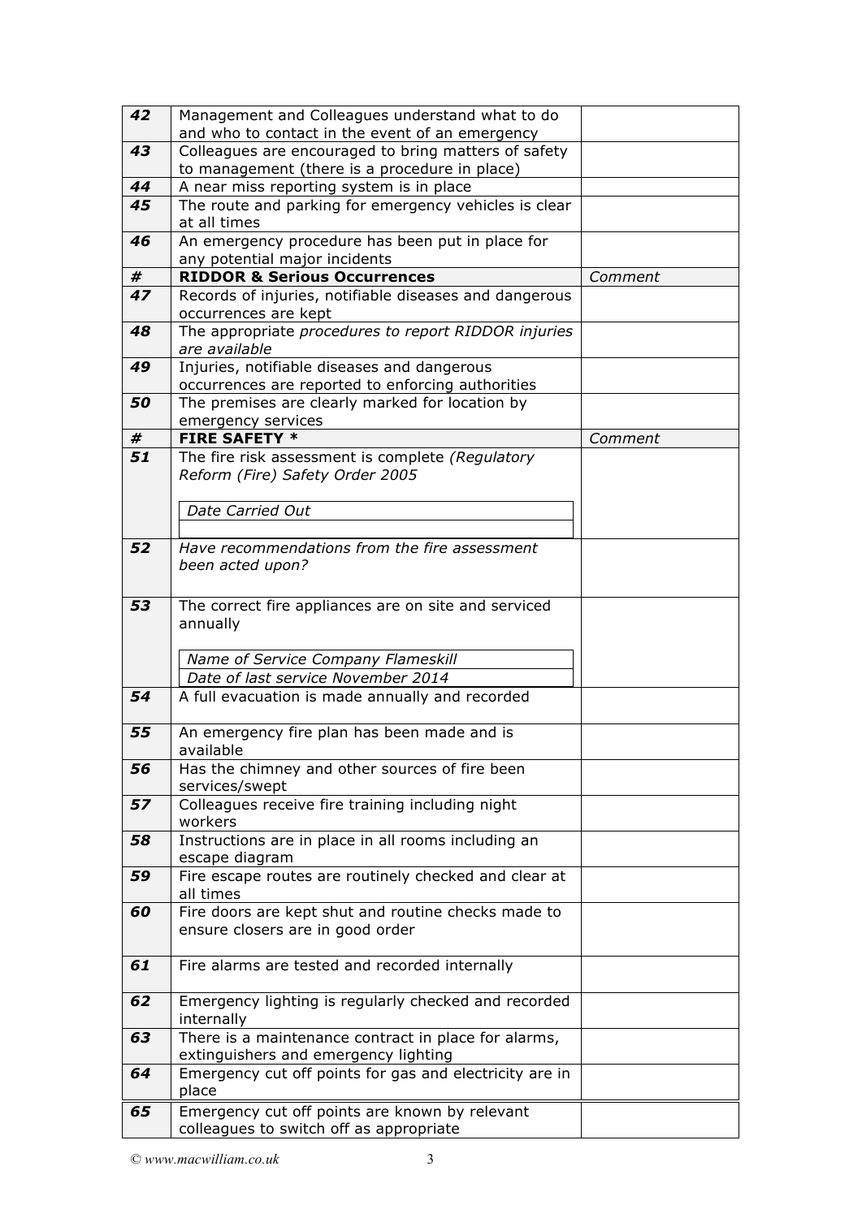| | | |
|---|---|---|
| ***42*** | Management and Colleagues understand what to do and who to contact in the event of an emergency | |
| ***43*** | Colleagues are encouraged to bring matters of safety to management (there is a procedure in place) | |
| ***44*** | A near miss reporting system is in place | |
| ***45*** | The route and parking for emergency vehicles is clear at all times | |
| ***46*** | An emergency procedure has been put in place for any potential major incidents | |
| ***#*** | **RIDDOR & Serious Occurrences** | *Comment* |
| ***47*** | Records of injuries, notifiable diseases and dangerous occurrences are kept | |
| ***48*** | The appropriate *procedures to report RIDDOR injuries are available* | |
| ***49*** | Injuries, notifiable diseases and dangerous occurrences are reported to enforcing authorities | |
| ***50*** | The premises are clearly marked for location by emergency services | |
| ***#*** | **FIRE SAFETY *** | *Comment* |
| ***51*** | The fire risk assessment is complete *(Regulatory Reform (Fire) Safety Order 2005*<br><br>*Date Carried Out* | |
| ***52*** | *Have recommendations from the fire assessment been acted upon?* | |
| ***53*** | The correct fire appliances are on site and serviced annually<br><br>*Name of Service Company Flameskill*<br>*Date of last service November 2014* | |
| ***54*** | A full evacuation is made annually and recorded | |
| ***55*** | An emergency fire plan has been made and is available | |
| ***56*** | Has the chimney and other sources of fire been services/swept | |
| ***57*** | Colleagues receive fire training including night workers | |
| ***58*** | Instructions are in place in all rooms including an escape diagram | |
| ***59*** | Fire escape routes are routinely checked and clear at all times | |
| ***60*** | Fire doors are kept shut and routine checks made to ensure closers are in good order | |
| ***61*** | Fire alarms are tested and recorded internally | |
| ***62*** | Emergency lighting is regularly checked and recorded internally | |
| ***63*** | There is a maintenance contract in place for alarms, extinguishers and emergency lighting | |
| ***64*** | Emergency cut off points for gas and electricity are in place | |
| ***65*** | Emergency cut off points are known by relevant colleagues to switch off as appropriate | |

*© www.macwilliam.co.uk*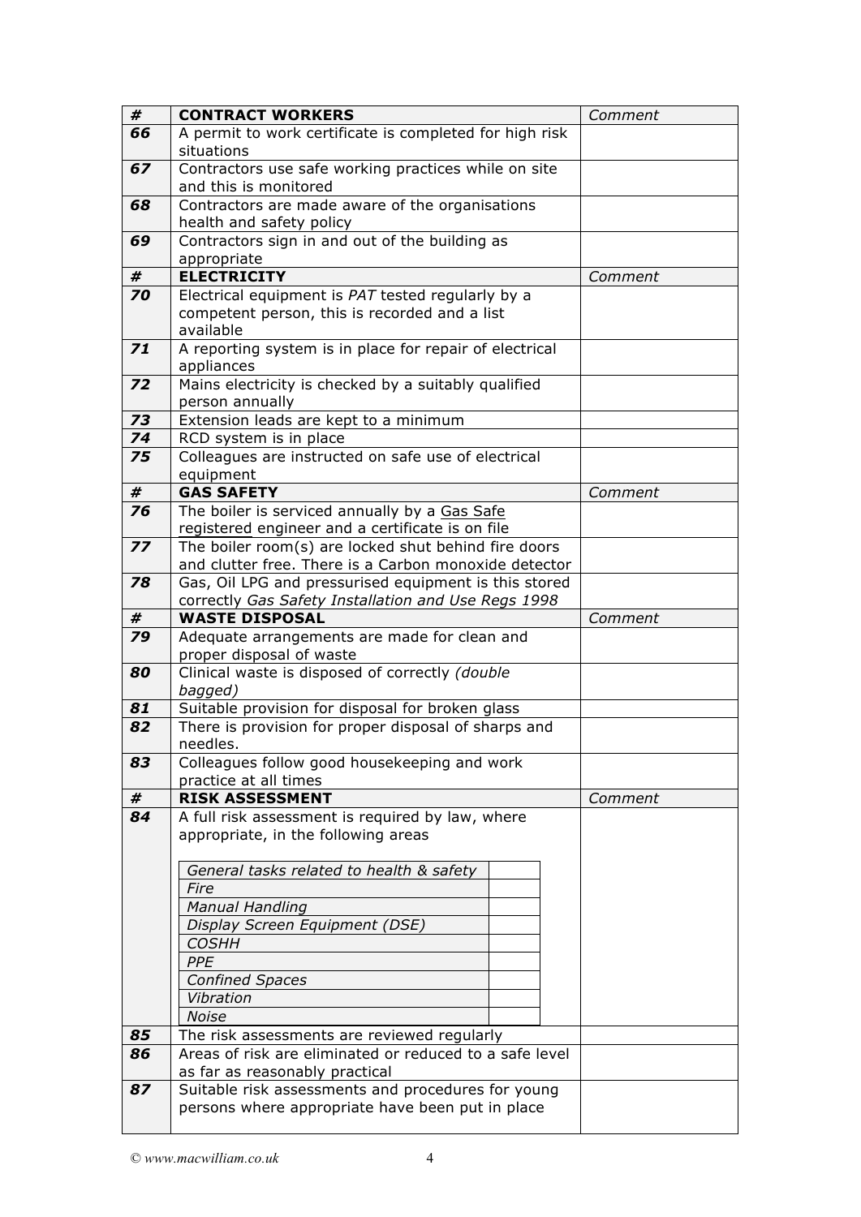| # | **CONTRACT WORKERS** | *Comment* |
|---|---|---|
| ***66*** | A permit to work certificate is completed for high risk situations | |
| ***67*** | Contractors use safe working practices while on site and this is monitored | |
| ***68*** | Contractors are made aware of the organisations health and safety policy | |
| ***69*** | Contractors sign in and out of the building as appropriate | |
| **#** | **ELECTRICITY** | *Comment* |
| ***70*** | Electrical equipment is *PAT* tested regularly by a competent person, this is recorded and a list available | |
| ***71*** | A reporting system is in place for repair of electrical appliances | |
| ***72*** | Mains electricity is checked by a suitably qualified person annually | |
| ***73*** | Extension leads are kept to a minimum | |
| ***74*** | RCD system is in place | |
| ***75*** | Colleagues are instructed on safe use of electrical equipment | |
| **#** | **GAS SAFETY** | *Comment* |
| ***76*** | The boiler is serviced annually by a Gas Safe registered engineer and a certificate is on file | |
| ***77*** | The boiler room(s) are locked shut behind fire doors and clutter free. There is a Carbon monoxide detector | |
| ***78*** | Gas, Oil LPG and pressurised equipment is this stored correctly *Gas Safety Installation and Use Regs 1998* | |
| **#** | **WASTE DISPOSAL** | *Comment* |
| ***79*** | Adequate arrangements are made for clean and proper disposal of waste | |
| ***80*** | Clinical waste is disposed of correctly *(double bagged)* | |
| ***81*** | Suitable provision for disposal for broken glass | |
| ***82*** | There is provision for proper disposal of sharps and needles. | |
| ***83*** | Colleagues follow good housekeeping and work practice at all times | |
| **#** | **RISK ASSESSMENT** | *Comment* |
| ***84*** | A full risk assessment is required by law, where appropriate, in the following areas<br><br>*General tasks related to health & safety* ☐<br>*Fire* ☐<br>*Manual Handling* ☐<br>*Display Screen Equipment (DSE)* ☐<br>*COSHH* ☐<br>*PPE* ☐<br>*Confined Spaces* ☐<br>*Vibration* ☐<br>*Noise* ☐ | |
| ***85*** | The risk assessments are reviewed regularly | |
| ***86*** | Areas of risk are eliminated or reduced to a safe level as far as reasonably practical | |
| ***87*** | Suitable risk assessments and procedures for young persons where appropriate have been put in place | |

© *www.macwilliam.co.uk*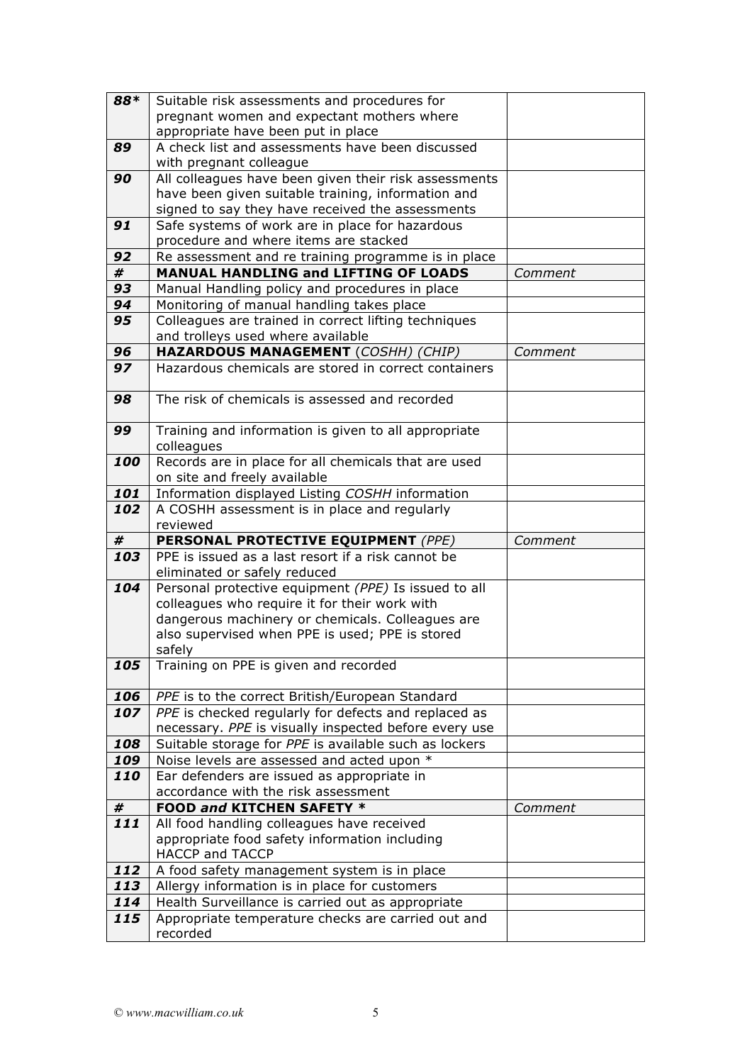| | | |
|---|---|---|
| ***88**** | Suitable risk assessments and procedures for pregnant women and expectant mothers where appropriate have been put in place | |
| ***89*** | A check list and assessments have been discussed with pregnant colleague | |
| ***90*** | All colleagues have been given their risk assessments have been given suitable training, information and signed to say they have received the assessments | |
| ***91*** | Safe systems of work are in place for hazardous procedure and where items are stacked | |
| ***92*** | Re assessment and re training programme is in place | |
| ***#*** | **MANUAL HANDLING and LIFTING OF LOADS** | *Comment* |
| ***93*** | Manual Handling policy and procedures in place | |
| ***94*** | Monitoring of manual handling takes place | |
| ***95*** | Colleagues are trained in correct lifting techniques and trolleys used where available | |
| ***96*** | **HAZARDOUS MANAGEMENT** (*COSHH) (CHIP)* | *Comment* |
| ***97*** | Hazardous chemicals are stored in correct containers | |
| ***98*** | The risk of chemicals is assessed and recorded | |
| ***99*** | Training and information is given to all appropriate colleagues | |
| ***100*** | Records are in place for all chemicals that are used on site and freely available | |
| ***101*** | Information displayed Listing *COSHH* information | |
| ***102*** | A COSHH assessment is in place and regularly reviewed | |
| ***#*** | **PERSONAL PROTECTIVE EQUIPMENT** *(PPE)* | *Comment* |
| ***103*** | PPE is issued as a last resort if a risk cannot be eliminated or safely reduced | |
| ***104*** | Personal protective equipment *(PPE)* Is issued to all colleagues who require it for their work with dangerous machinery or chemicals. Colleagues are also supervised when PPE is used; PPE is stored safely | |
| ***105*** | Training on PPE is given and recorded | |
| ***106*** | *PPE* is to the correct British/European Standard | |
| ***107*** | *PPE* is checked regularly for defects and replaced as necessary. *PPE* is visually inspected before every use | |
| ***108*** | Suitable storage for *PPE* is available such as lockers | |
| ***109*** | Noise levels are assessed and acted upon * | |
| ***110*** | Ear defenders are issued as appropriate in accordance with the risk assessment | |
| ***#*** | **FOOD *and* KITCHEN SAFETY *** | *Comment* |
| ***111*** | All food handling colleagues have received appropriate food safety information including HACCP and TACCP | |
| ***112*** | A food safety management system is in place | |
| ***113*** | Allergy information is in place for customers | |
| ***114*** | Health Surveillance is carried out as appropriate | |
| ***115*** | Appropriate temperature checks are carried out and recorded | |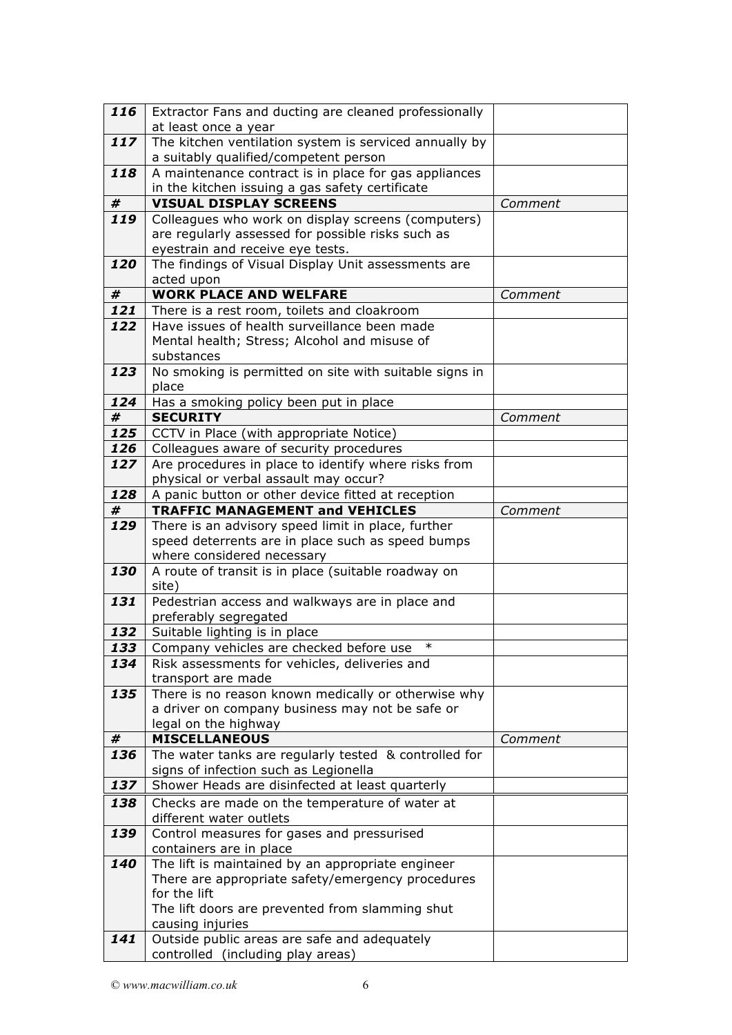| | | |
|---|---|---|
| ***116*** | Extractor Fans and ducting are cleaned professionally at least once a year | |
| ***117*** | The kitchen ventilation system is serviced annually by a suitably qualified/competent person | |
| ***118*** | A maintenance contract is in place for gas appliances in the kitchen issuing a gas safety certificate | |
| ***#*** | **VISUAL DISPLAY SCREENS** | *Comment* |
| ***119*** | Colleagues who work on display screens (computers) are regularly assessed for possible risks such as eyestrain and receive eye tests. | |
| ***120*** | The findings of Visual Display Unit assessments are acted upon | |
| ***#*** | **WORK PLACE AND WELFARE** | *Comment* |
| ***121*** | There is a rest room, toilets and cloakroom | |
| ***122*** | Have issues of health surveillance been made Mental health; Stress; Alcohol and misuse of substances | |
| ***123*** | No smoking is permitted on site with suitable signs in place | |
| ***124*** | Has a smoking policy been put in place | |
| ***#*** | **SECURITY** | *Comment* |
| ***125*** | CCTV in Place (with appropriate Notice) | |
| ***126*** | Colleagues aware of security procedures | |
| ***127*** | Are procedures in place to identify where risks from physical or verbal assault may occur? | |
| ***128*** | A panic button or other device fitted at reception | |
| ***#*** | **TRAFFIC MANAGEMENT and VEHICLES** | *Comment* |
| ***129*** | There is an advisory speed limit in place, further speed deterrents are in place such as speed bumps where considered necessary | |
| ***130*** | A route of transit is in place (suitable roadway on site) | |
| ***131*** | Pedestrian access and walkways are in place and preferably segregated | |
| ***132*** | Suitable lighting is in place | |
| ***133*** | Company vehicles are checked before use * | |
| ***134*** | Risk assessments for vehicles, deliveries and transport are made | |
| ***135*** | There is no reason known medically or otherwise why a driver on company business may not be safe or legal on the highway | |
| ***#*** | **MISCELLANEOUS** | *Comment* |
| ***136*** | The water tanks are regularly tested & controlled for signs of infection such as Legionella | |
| ***137*** | Shower Heads are disinfected at least quarterly | |
| ***138*** | Checks are made on the temperature of water at different water outlets | |
| ***139*** | Control measures for gases and pressurised containers are in place | |
| ***140*** | The lift is maintained by an appropriate engineer<br>There are appropriate safety/emergency procedures for the lift<br>The lift doors are prevented from slamming shut causing injuries | |
| ***141*** | Outside public areas are safe and adequately controlled (including play areas) | |

*© www.macwilliam.co.uk*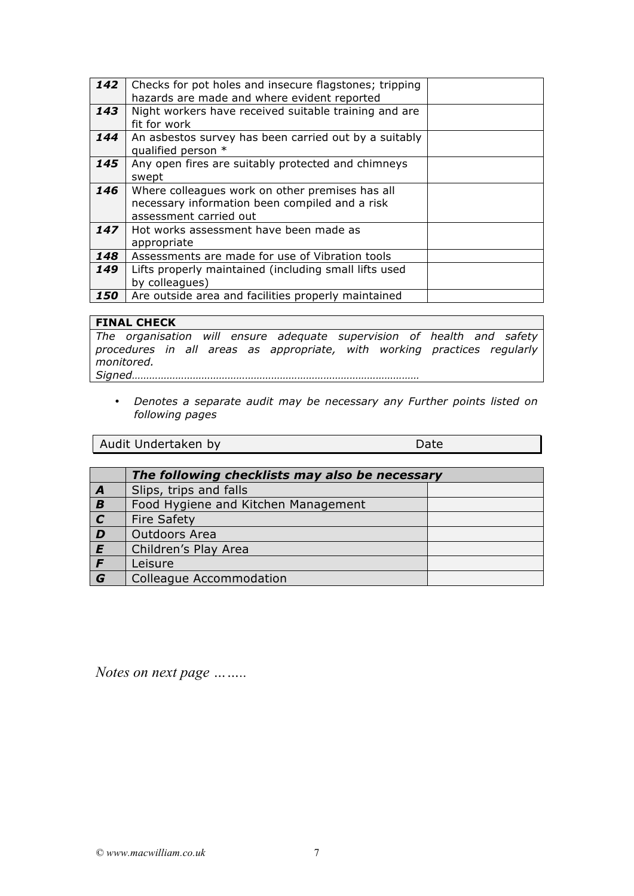| | | |
|---|---|---|
| ***142*** | Checks for pot holes and insecure flagstones; tripping hazards are made and where evident reported | |
| ***143*** | Night workers have received suitable training and are fit for work | |
| ***144*** | An asbestos survey has been carried out by a suitably qualified person * | |
| ***145*** | Any open fires are suitably protected and chimneys swept | |
| ***146*** | Where colleagues work on other premises has all necessary information been compiled and a risk assessment carried out | |
| ***147*** | Hot works assessment have been made as appropriate | |
| ***148*** | Assessments are made for use of Vibration tools | |
| ***149*** | Lifts properly maintained (including small lifts used by colleagues) | |
| ***150*** | Are outside area and facilities properly maintained | |

| **FINAL CHECK** |
|---|
| *The organisation will ensure adequate supervision of health and safety procedures in all areas as appropriate, with working practices regularly monitored.* <br> *Signed………………………………………………………………………………………* |

- *Denotes a separate audit may be necessary any Further points listed on following pages*

| Audit Undertaken by | Date |
|---|---|

| | ***The following checklists may also be necessary*** | |
|---|---|---|
| ***A*** | Slips, trips and falls | |
| ***B*** | Food Hygiene and Kitchen Management | |
| ***C*** | Fire Safety | |
| ***D*** | Outdoors Area | |
| ***E*** | Children's Play Area | |
| ***F*** | Leisure | |
| ***G*** | Colleague Accommodation | |

*Notes on next page ……..*

© *www.macwilliam.co.uk*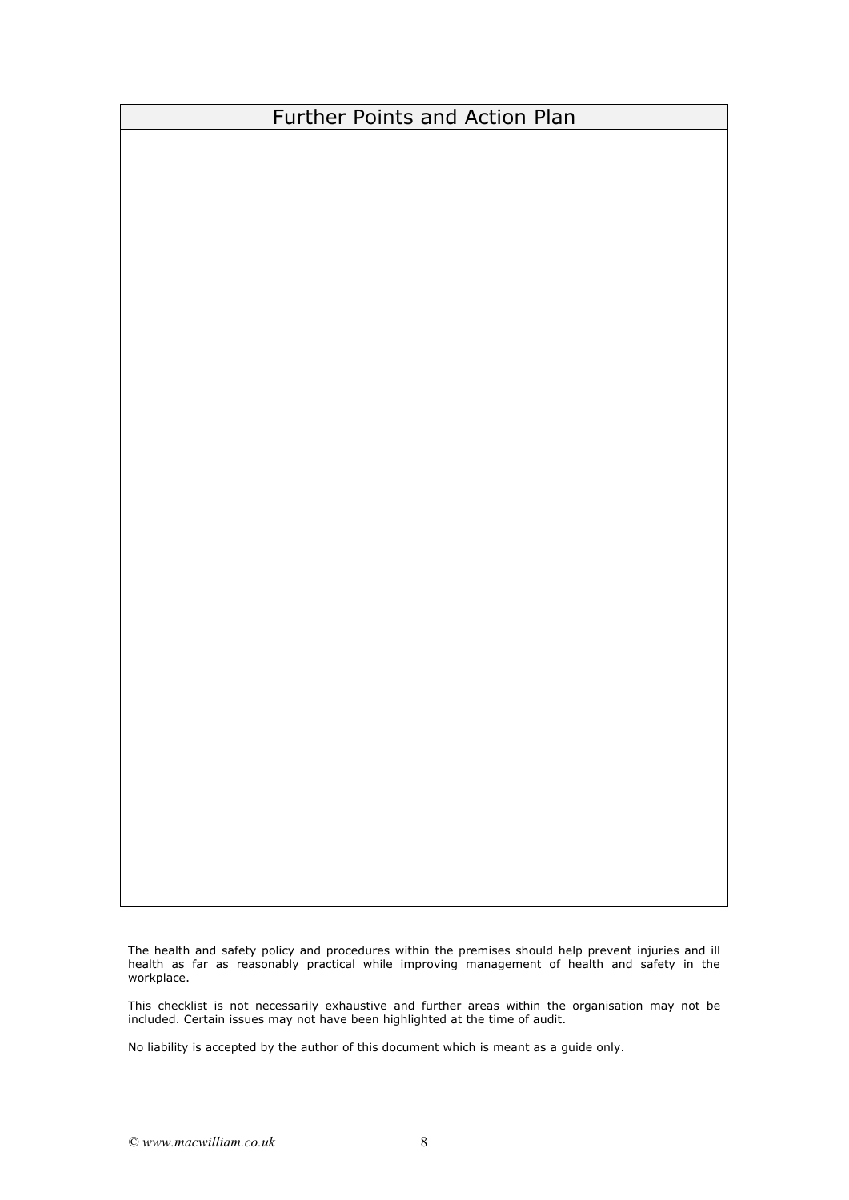## Further Points and Action Plan

The health and safety policy and procedures within the premises should help prevent injuries and ill health as far as reasonably practical while improving management of health and safety in the workplace.

This checklist is not necessarily exhaustive and further areas within the organisation may not be included. Certain issues may not have been highlighted at the time of audit.

No liability is accepted by the author of this document which is meant as a guide only.

*© www.macwilliam.co.uk*